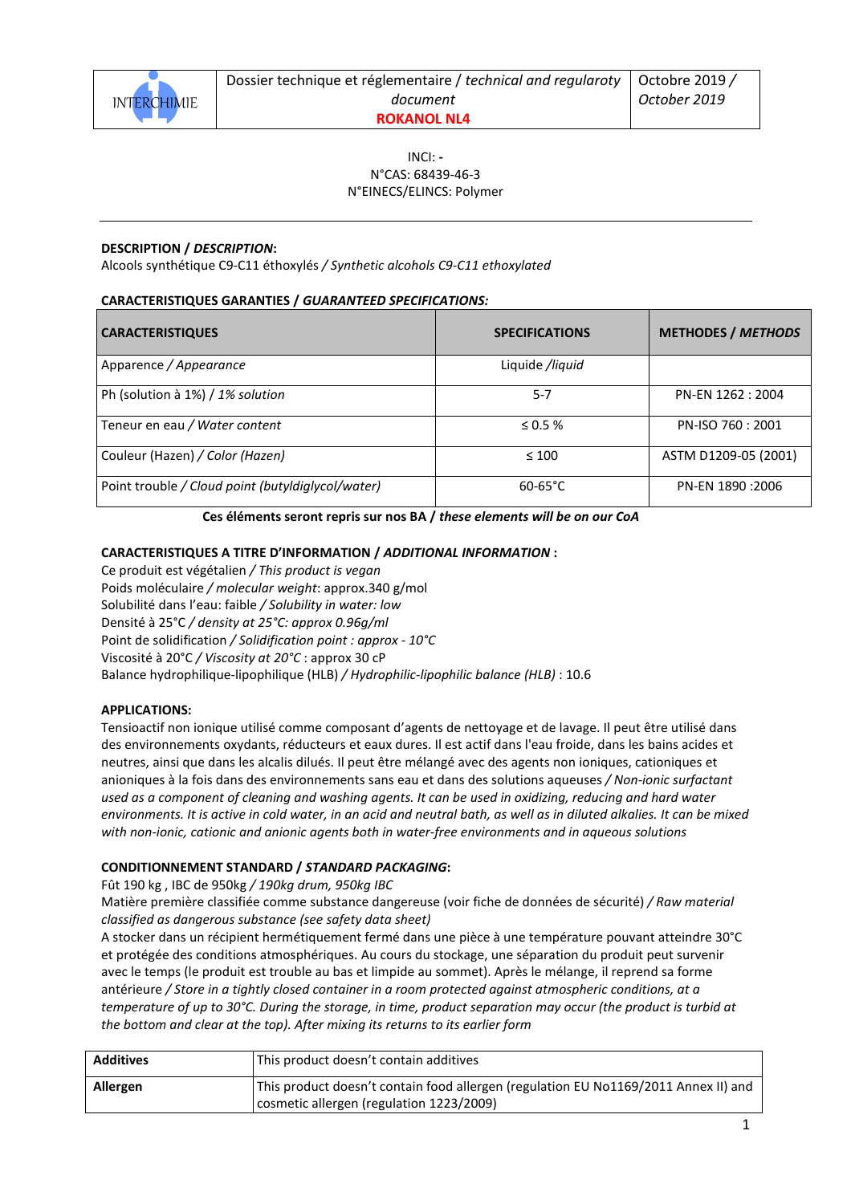| INTERCHIMIE | Dossier technique et réglementaire / *technical and regularoty document* **ROKANOL NL4** | Octobre 2019 / *October 2019* |
|---|---|---|

INCI: **-**
N°CAS: 68439-46-3
N°EINECS/ELINCS: Polymer

---

**DESCRIPTION / *DESCRIPTION*:**
Alcools synthétique C9-C11 éthoxylés / *Synthetic alcohols C9-C11 ethoxylated*

**CARACTERISTIQUES GARANTIES / *GUARANTEED SPECIFICATIONS:***

| **CARACTERISTIQUES** | **SPECIFICATIONS** | **METHODES / *METHODS*** |
|---|---|---|
| Apparence / *Appearance* | Liquide /*liquid* | |
| Ph (solution à 1%) / *1% solution* | 5-7 | PN-EN 1262 : 2004 |
| Teneur en eau / *Water content* | ≤ 0.5 % | PN-ISO 760 : 2001 |
| Couleur (Hazen) / *Color (Hazen)* | ≤ 100 | ASTM D1209-05 (2001) |
| Point trouble / *Cloud point (butyldiglycol/water)* | 60-65°C | PN-EN 1890 :2006 |

**Ces éléments seront repris sur nos BA / *these elements will be on our CoA***

**CARACTERISTIQUES A TITRE D'INFORMATION / *ADDITIONAL INFORMATION* :**
Ce produit est végétalien / *This product is vegan*
Poids moléculaire / *molecular weight*: approx.340 g/mol
Solubilité dans l'eau: faible / *Solubility in water: low*
Densité à 25°C / *density at 25°C: approx 0.96g/ml*
Point de solidification / *Solidification point : approx - 10°C*
Viscosité à 20°C / *Viscosity at 20°C* : approx 30 cP
Balance hydrophilique-lipophilique (HLB) / *Hydrophilic-lipophilic balance (HLB)* : 10.6

**APPLICATIONS:**
Tensioactif non ionique utilisé comme composant d'agents de nettoyage et de lavage. Il peut être utilisé dans des environnements oxydants, réducteurs et eaux dures. Il est actif dans l'eau froide, dans les bains acides et neutres, ainsi que dans les alcalis dilués. Il peut être mélangé avec des agents non ioniques, cationiques et anioniques à la fois dans des environnements sans eau et dans des solutions aqueuses / *Non-ionic surfactant used as a component of cleaning and washing agents. It can be used in oxidizing, reducing and hard water environments. It is active in cold water, in an acid and neutral bath, as well as in diluted alkalies. It can be mixed with non-ionic, cationic and anionic agents both in water-free environments and in aqueous solutions*

**CONDITIONNEMENT STANDARD / *STANDARD PACKAGING*:**
Fût 190 kg , IBC de 950kg / *190kg drum, 950kg IBC*
Matière première classifiée comme substance dangereuse (voir fiche de données de sécurité) / *Raw material classified as dangerous substance (see safety data sheet)*
A stocker dans un récipient hermétiquement fermé dans une pièce à une température pouvant atteindre 30°C et protégée des conditions atmosphériques. Au cours du stockage, une séparation du produit peut survenir avec le temps (le produit est trouble au bas et limpide au sommet). Après le mélange, il reprend sa forme antérieure / *Store in a tightly closed container in a room protected against atmospheric conditions, at a temperature of up to 30°C. During the storage, in time, product separation may occur (the product is turbid at the bottom and clear at the top). After mixing its returns to its earlier form*

| **Additives** | This product doesn't contain additives |
|---|---|
| **Allergen** | This product doesn't contain food allergen (regulation EU No1169/2011 Annex II) and cosmetic allergen (regulation 1223/2009) |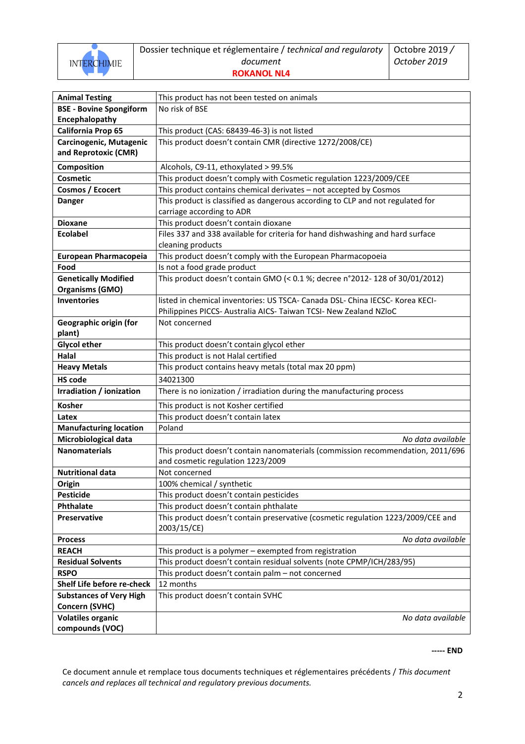| INTERCHIMIE | Dossier technique et réglementaire / *technical and regularoty document* **ROKANOL NL4** | Octobre 2019 / *October 2019* |
|---|---|---|

| | |
|---|---|
| **Animal Testing** | This product has not been tested on animals |
| **BSE - Bovine Spongiform Encephalopathy** | No risk of BSE |
| **California Prop 65** | This product (CAS: 68439-46-3) is not listed |
| **Carcinogenic, Mutagenic and Reprotoxic (CMR)** | This product doesn't contain CMR (directive 1272/2008/CE) |
| **Composition** | Alcohols, C9-11, ethoxylated > 99.5% |
| **Cosmetic** | This product doesn't comply with Cosmetic regulation 1223/2009/CEE |
| **Cosmos / Ecocert** | This product contains chemical derivates – not accepted by Cosmos |
| **Danger** | This product is classified as dangerous according to CLP and not regulated for carriage according to ADR |
| **Dioxane** | This product doesn't contain dioxane |
| **Ecolabel** | Files 337 and 338 available for criteria for hand dishwashing and hard surface cleaning products |
| **European Pharmacopeia** | This product doesn't comply with the European Pharmacopoeia |
| **Food** | Is not a food grade product |
| **Genetically Modified Organisms (GMO)** | This product doesn't contain GMO (< 0.1 %; decree n°2012- 128 of 30/01/2012) |
| **Inventories** | listed in chemical inventories: US TSCA- Canada DSL- China IECSC- Korea KECI- Philippines PICCS- Australia AICS- Taiwan TCSI- New Zealand NZIoC |
| **Geographic origin (for plant)** | Not concerned |
| **Glycol ether** | This product doesn't contain glycol ether |
| **Halal** | This product is not Halal certified |
| **Heavy Metals** | This product contains heavy metals (total max 20 ppm) |
| **HS code** | 34021300 |
| **Irradiation / ionization** | There is no ionization / irradiation during the manufacturing process |
| **Kosher** | This product is not Kosher certified |
| **Latex** | This product doesn't contain latex |
| **Manufacturing location** | Poland |
| **Microbiological data** | *No data available* |
| **Nanomaterials** | This product doesn't contain nanomaterials (commission recommendation, 2011/696 and cosmetic regulation 1223/2009 |
| **Nutritional data** | Not concerned |
| **Origin** | 100% chemical / synthetic |
| **Pesticide** | This product doesn't contain pesticides |
| **Phthalate** | This product doesn't contain phthalate |
| **Preservative** | This product doesn't contain preservative (cosmetic regulation 1223/2009/CEE and 2003/15/CE) |
| **Process** | *No data available* |
| **REACH** | This product is a polymer – exempted from registration |
| **Residual Solvents** | This product doesn't contain residual solvents (note CPMP/ICH/283/95) |
| **RSPO** | This product doesn't contain palm – not concerned |
| **Shelf Life before re-check** | 12 months |
| **Substances of Very High Concern (SVHC)** | This product doesn't contain SVHC |
| **Volatiles organic compounds (VOC)** | *No data available* |

**----- END**

Ce document annule et remplace tous documents techniques et réglementaires précédents / *This document cancels and replaces all technical and regulatory previous documents.*